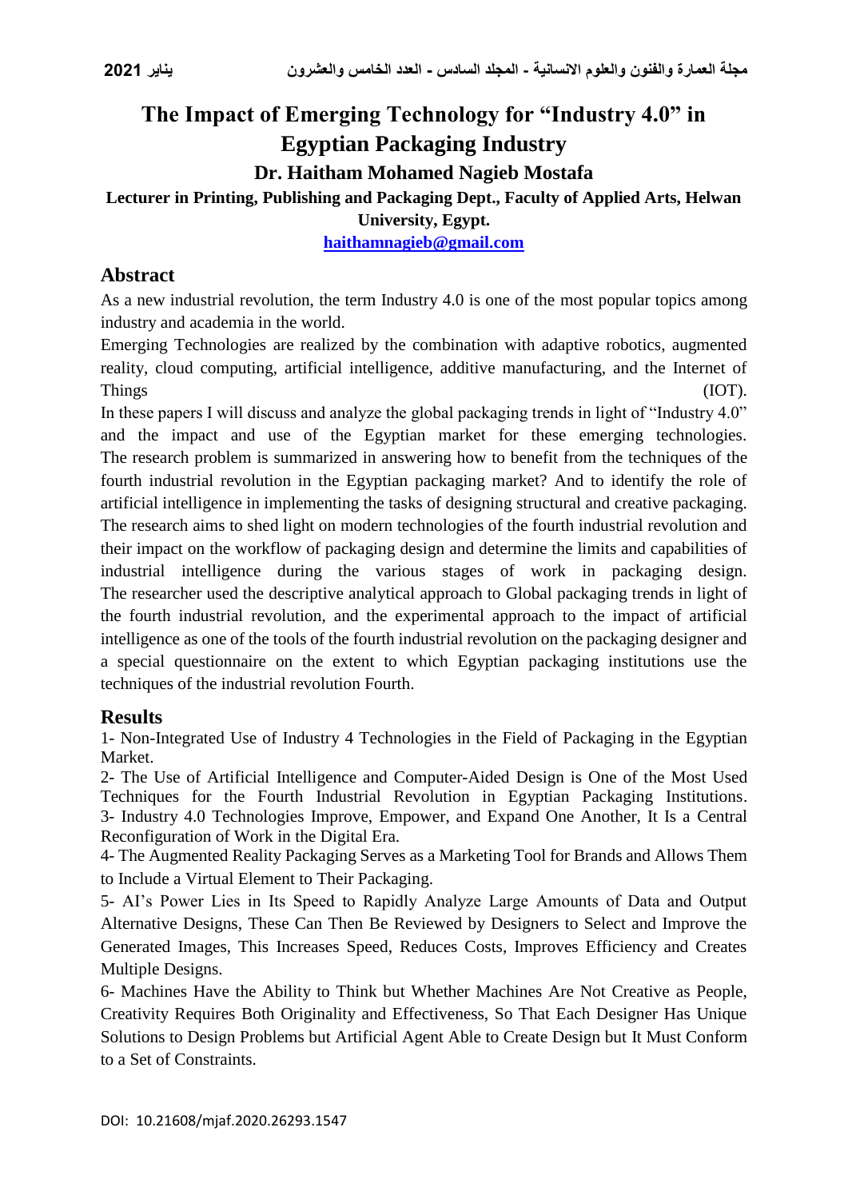# The Impact of Emerging Technology for "Industry 4.0" in Egyptian Packaging Industry

**Dr. Haitham Mohamed Nagieb Mostafa**

**Lecturer in Printing, Publishing and Packaging Dept., Faculty of Applied Arts, Helwan University, Egypt.**

**haithamnagieb@gmail.com**

## Abstract

As a new industrial revolution, the term Industry 4.0 is one of the most popular topics among industry and academia in the world.

Emerging Technologies are realized by the combination with adaptive robotics, augmented reality, cloud computing, artificial intelligence, additive manufacturing, and the Internet of Things (IOT).

In these papers I will discuss and analyze the global packaging trends in light of "Industry 4.0" and the impact and use of the Egyptian market for these emerging technologies. The research problem is summarized in answering how to benefit from the techniques of the fourth industrial revolution in the Egyptian packaging market? And to identify the role of artificial intelligence in implementing the tasks of designing structural and creative packaging. The research aims to shed light on modern technologies of the fourth industrial revolution and their impact on the workflow of packaging design and determine the limits and capabilities of industrial intelligence during the various stages of work in packaging design. The researcher used the descriptive analytical approach to Global packaging trends in light of the fourth industrial revolution, and the experimental approach to the impact of artificial intelligence as one of the tools of the fourth industrial revolution on the packaging designer and a special questionnaire on the extent to which Egyptian packaging institutions use the techniques of the industrial revolution Fourth.

## Results

1- Non-Integrated Use of Industry 4 Technologies in the Field of Packaging in the Egyptian Market.

2- The Use of Artificial Intelligence and Computer-Aided Design is One of the Most Used Techniques for the Fourth Industrial Revolution in Egyptian Packaging Institutions.

3- Industry 4.0 Technologies Improve, Empower, and Expand One Another, It Is a Central Reconfiguration of Work in the Digital Era.

4- The Augmented Reality Packaging Serves as a Marketing Tool for Brands and Allows Them to Include a Virtual Element to Their Packaging.

5- AI's Power Lies in Its Speed to Rapidly Analyze Large Amounts of Data and Output Alternative Designs, These Can Then Be Reviewed by Designers to Select and Improve the Generated Images, This Increases Speed, Reduces Costs, Improves Efficiency and Creates Multiple Designs.

6- Machines Have the Ability to Think but Whether Machines Are Not Creative as People, Creativity Requires Both Originality and Effectiveness, So That Each Designer Has Unique Solutions to Design Problems but Artificial Agent Able to Create Design but It Must Conform to a Set of Constraints.

DOI: 10.21608/mjaf.2020.26293.1547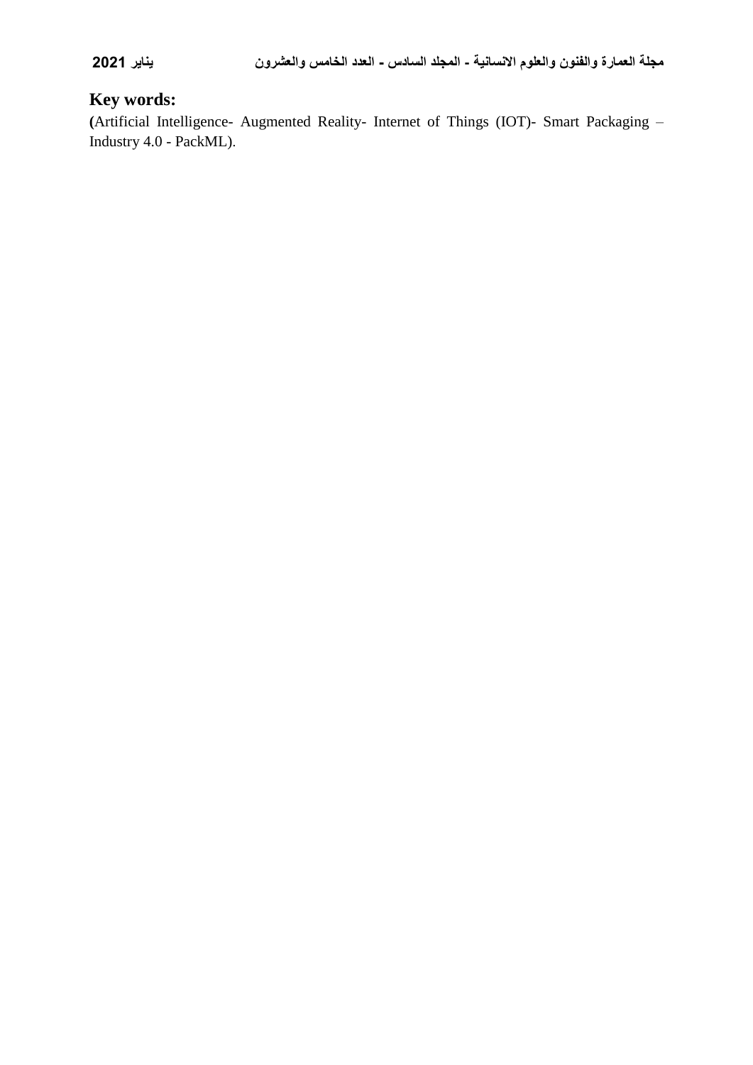## Key words:

**(**Artificial Intelligence- Augmented Reality- Internet of Things (IOT)- Smart Packaging – Industry 4.0 - PackML).